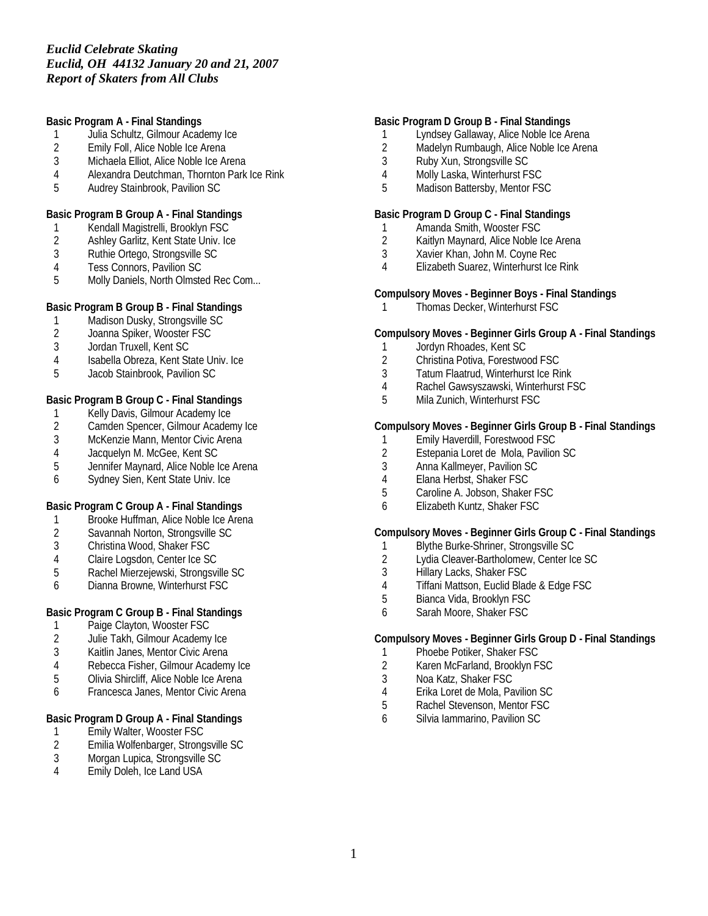*Euclid Celebrate Skating*
*Euclid, OH 44132 January 20 and 21, 2007*
*Report of Skaters from All Clubs*

**Basic Program A - Final Standings**

1. Julia Schultz, Gilmour Academy Ice
2. Emily Foll, Alice Noble Ice Arena
3. Michaela Elliot, Alice Noble Ice Arena
4. Alexandra Deutchman, Thornton Park Ice Rink
5. Audrey Stainbrook, Pavilion SC

**Basic Program B Group A - Final Standings**

1. Kendall Magistrelli, Brooklyn FSC
2. Ashley Garlitz, Kent State Univ. Ice
3. Ruthie Ortego, Strongsville SC
4. Tess Connors, Pavilion SC
5. Molly Daniels, North Olmsted Rec Com...

**Basic Program B Group B - Final Standings**

1. Madison Dusky, Strongsville SC
2. Joanna Spiker, Wooster FSC
3. Jordan Truxell, Kent SC
4. Isabella Obreza, Kent State Univ. Ice
5. Jacob Stainbrook, Pavilion SC

**Basic Program B Group C - Final Standings**

1. Kelly Davis, Gilmour Academy Ice
2. Camden Spencer, Gilmour Academy Ice
3. McKenzie Mann, Mentor Civic Arena
4. Jacquelyn M. McGee, Kent SC
5. Jennifer Maynard, Alice Noble Ice Arena
6. Sydney Sien, Kent State Univ. Ice

**Basic Program C Group A - Final Standings**

1. Brooke Huffman, Alice Noble Ice Arena
2. Savannah Norton, Strongsville SC
3. Christina Wood, Shaker FSC
4. Claire Logsdon, Center Ice SC
5. Rachel Mierzejewski, Strongsville SC
6. Dianna Browne, Winterhurst FSC

**Basic Program C Group B - Final Standings**

1. Paige Clayton, Wooster FSC
2. Julie Takh, Gilmour Academy Ice
3. Kaitlin Janes, Mentor Civic Arena
4. Rebecca Fisher, Gilmour Academy Ice
5. Olivia Shircliff, Alice Noble Ice Arena
6. Francesca Janes, Mentor Civic Arena

**Basic Program D Group A - Final Standings**

1. Emily Walter, Wooster FSC
2. Emilia Wolfenbarger, Strongsville SC
3. Morgan Lupica, Strongsville SC
4. Emily Doleh, Ice Land USA

**Basic Program D Group B - Final Standings**

1. Lyndsey Gallaway, Alice Noble Ice Arena
2. Madelyn Rumbaugh, Alice Noble Ice Arena
3. Ruby Xun, Strongsville SC
4. Molly Laska, Winterhurst FSC
5. Madison Battersby, Mentor FSC

**Basic Program D Group C - Final Standings**

1. Amanda Smith, Wooster FSC
2. Kaitlyn Maynard, Alice Noble Ice Arena
3. Xavier Khan, John M. Coyne Rec
4. Elizabeth Suarez, Winterhurst Ice Rink

**Compulsory Moves - Beginner Boys - Final Standings**

1. Thomas Decker, Winterhurst FSC

**Compulsory Moves - Beginner Girls Group A - Final Standings**

1. Jordyn Rhoades, Kent SC
2. Christina Potiva, Forestwood FSC
3. Tatum Flaatrud, Winterhurst Ice Rink
4. Rachel Gawsyszawski, Winterhurst FSC
5. Mila Zunich, Winterhurst FSC

**Compulsory Moves - Beginner Girls Group B - Final Standings**

1. Emily Haverdill, Forestwood FSC
2. Estepania Loret de Mola, Pavilion SC
3. Anna Kallmeyer, Pavilion SC
4. Elana Herbst, Shaker FSC
5. Caroline A. Jobson, Shaker FSC
6. Elizabeth Kuntz, Shaker FSC

**Compulsory Moves - Beginner Girls Group C - Final Standings**

1. Blythe Burke-Shriner, Strongsville SC
2. Lydia Cleaver-Bartholomew, Center Ice SC
3. Hillary Lacks, Shaker FSC
4. Tiffani Mattson, Euclid Blade & Edge FSC
5. Bianca Vida, Brooklyn FSC
6. Sarah Moore, Shaker FSC

**Compulsory Moves - Beginner Girls Group D - Final Standings**

1. Phoebe Potiker, Shaker FSC
2. Karen McFarland, Brooklyn FSC
3. Noa Katz, Shaker FSC
4. Erika Loret de Mola, Pavilion SC
5. Rachel Stevenson, Mentor FSC
6. Silvia Iammarino, Pavilion SC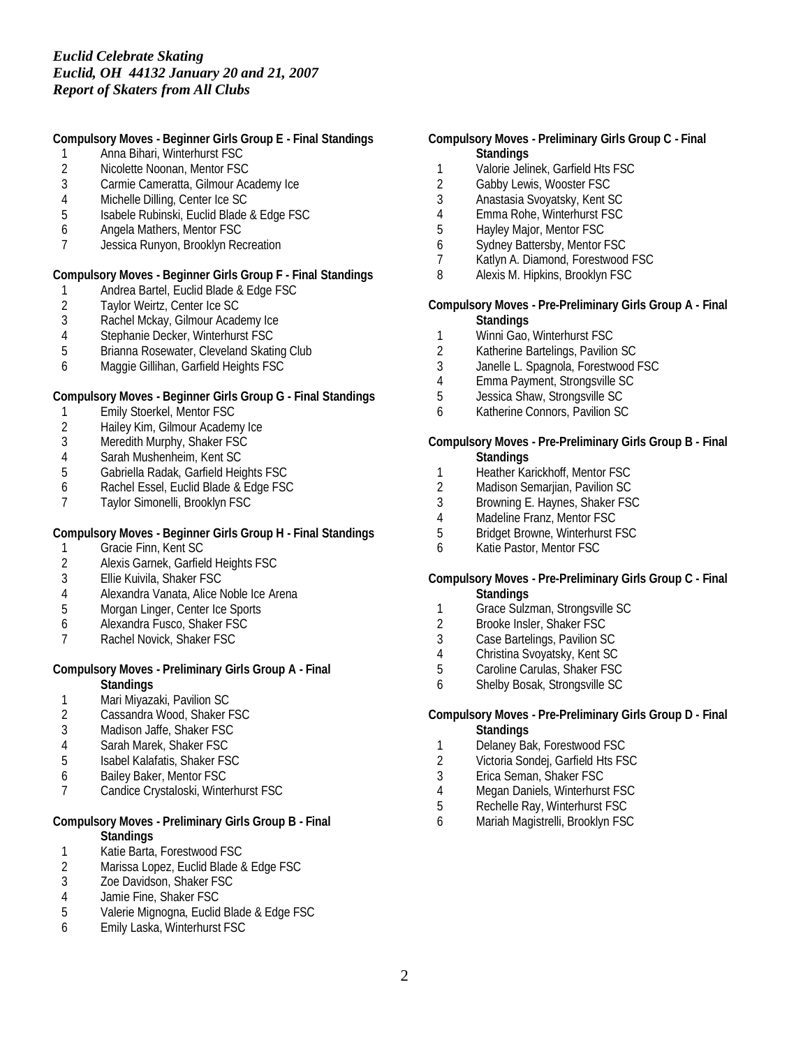*Euclid Celebrate Skating*
*Euclid, OH 44132 January 20 and 21, 2007*
*Report of Skaters from All Clubs*

**Compulsory Moves - Beginner Girls Group E - Final Standings**

1. Anna Bihari, Winterhurst FSC
2. Nicolette Noonan, Mentor FSC
3. Carmie Cameratta, Gilmour Academy Ice
4. Michelle Dilling, Center Ice SC
5. Isabele Rubinski, Euclid Blade & Edge FSC
6. Angela Mathers, Mentor FSC
7. Jessica Runyon, Brooklyn Recreation

**Compulsory Moves - Beginner Girls Group F - Final Standings**

1. Andrea Bartel, Euclid Blade & Edge FSC
2. Taylor Weirtz, Center Ice SC
3. Rachel Mckay, Gilmour Academy Ice
4. Stephanie Decker, Winterhurst FSC
5. Brianna Rosewater, Cleveland Skating Club
6. Maggie Gillihan, Garfield Heights FSC

**Compulsory Moves - Beginner Girls Group G - Final Standings**

1. Emily Stoerkel, Mentor FSC
2. Hailey Kim, Gilmour Academy Ice
3. Meredith Murphy, Shaker FSC
4. Sarah Mushenheim, Kent SC
5. Gabriella Radak, Garfield Heights FSC
6. Rachel Essel, Euclid Blade & Edge FSC
7. Taylor Simonelli, Brooklyn FSC

**Compulsory Moves - Beginner Girls Group H - Final Standings**

1. Gracie Finn, Kent SC
2. Alexis Garnek, Garfield Heights FSC
3. Ellie Kuivila, Shaker FSC
4. Alexandra Vanata, Alice Noble Ice Arena
5. Morgan Linger, Center Ice Sports
6. Alexandra Fusco, Shaker FSC
7. Rachel Novick, Shaker FSC

**Compulsory Moves - Preliminary Girls Group A - Final Standings**

1. Mari Miyazaki, Pavilion SC
2. Cassandra Wood, Shaker FSC
3. Madison Jaffe, Shaker FSC
4. Sarah Marek, Shaker FSC
5. Isabel Kalafatis, Shaker FSC
6. Bailey Baker, Mentor FSC
7. Candice Crystaloski, Winterhurst FSC

**Compulsory Moves - Preliminary Girls Group B - Final Standings**

1. Katie Barta, Forestwood FSC
2. Marissa Lopez, Euclid Blade & Edge FSC
3. Zoe Davidson, Shaker FSC
4. Jamie Fine, Shaker FSC
5. Valerie Mignogna, Euclid Blade & Edge FSC
6. Emily Laska, Winterhurst FSC

**Compulsory Moves - Preliminary Girls Group C - Final Standings**

1. Valorie Jelinek, Garfield Hts FSC
2. Gabby Lewis, Wooster FSC
3. Anastasia Svoyatsky, Kent SC
4. Emma Rohe, Winterhurst FSC
5. Hayley Major, Mentor FSC
6. Sydney Battersby, Mentor FSC
7. Katlyn A. Diamond, Forestwood FSC
8. Alexis M. Hipkins, Brooklyn FSC

**Compulsory Moves - Pre-Preliminary Girls Group A - Final Standings**

1. Winni Gao, Winterhurst FSC
2. Katherine Bartelings, Pavilion SC
3. Janelle L. Spagnola, Forestwood FSC
4. Emma Payment, Strongsville SC
5. Jessica Shaw, Strongsville SC
6. Katherine Connors, Pavilion SC

**Compulsory Moves - Pre-Preliminary Girls Group B - Final Standings**

1. Heather Karickhoff, Mentor FSC
2. Madison Semarjian, Pavilion SC
3. Browning E. Haynes, Shaker FSC
4. Madeline Franz, Mentor FSC
5. Bridget Browne, Winterhurst FSC
6. Katie Pastor, Mentor FSC

**Compulsory Moves - Pre-Preliminary Girls Group C - Final Standings**

1. Grace Sulzman, Strongsville SC
2. Brooke Insler, Shaker FSC
3. Case Bartelings, Pavilion SC
4. Christina Svoyatsky, Kent SC
5. Caroline Carulas, Shaker FSC
6. Shelby Bosak, Strongsville SC

**Compulsory Moves - Pre-Preliminary Girls Group D - Final Standings**

1. Delaney Bak, Forestwood FSC
2. Victoria Sondej, Garfield Hts FSC
3. Erica Seman, Shaker FSC
4. Megan Daniels, Winterhurst FSC
5. Rechelle Ray, Winterhurst FSC
6. Mariah Magistrelli, Brooklyn FSC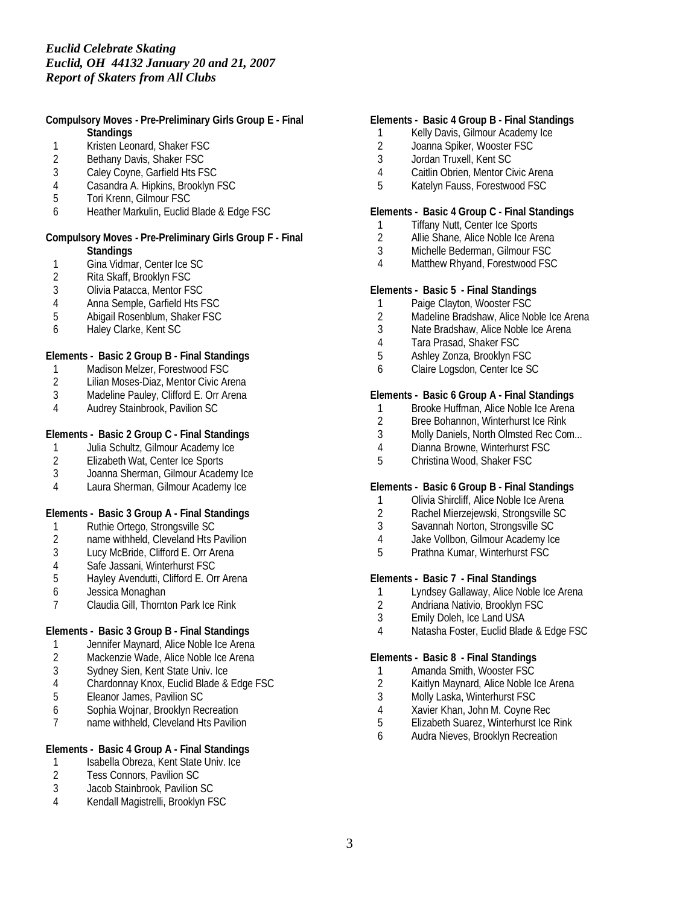*Euclid Celebrate Skating*
*Euclid, OH 44132 January 20 and 21, 2007*
*Report of Skaters from All Clubs*

**Compulsory Moves - Pre-Preliminary Girls Group E - Final Standings**

1. Kristen Leonard, Shaker FSC
2. Bethany Davis, Shaker FSC
3. Caley Coyne, Garfield Hts FSC
4. Casandra A. Hipkins, Brooklyn FSC
5. Tori Krenn, Gilmour FSC
6. Heather Markulin, Euclid Blade & Edge FSC

**Compulsory Moves - Pre-Preliminary Girls Group F - Final Standings**

1. Gina Vidmar, Center Ice SC
2. Rita Skaff, Brooklyn FSC
3. Olivia Patacca, Mentor FSC
4. Anna Semple, Garfield Hts FSC
5. Abigail Rosenblum, Shaker FSC
6. Haley Clarke, Kent SC

**Elements - Basic 2 Group B - Final Standings**

1. Madison Melzer, Forestwood FSC
2. Lilian Moses-Diaz, Mentor Civic Arena
3. Madeline Pauley, Clifford E. Orr Arena
4. Audrey Stainbrook, Pavilion SC

**Elements - Basic 2 Group C - Final Standings**

1. Julia Schultz, Gilmour Academy Ice
2. Elizabeth Wat, Center Ice Sports
3. Joanna Sherman, Gilmour Academy Ice
4. Laura Sherman, Gilmour Academy Ice

**Elements - Basic 3 Group A - Final Standings**

1. Ruthie Ortego, Strongsville SC
2. name withheld, Cleveland Hts Pavilion
3. Lucy McBride, Clifford E. Orr Arena
4. Safe Jassani, Winterhurst FSC
5. Hayley Avendutti, Clifford E. Orr Arena
6. Jessica Monaghan
7. Claudia Gill, Thornton Park Ice Rink

**Elements - Basic 3 Group B - Final Standings**

1. Jennifer Maynard, Alice Noble Ice Arena
2. Mackenzie Wade, Alice Noble Ice Arena
3. Sydney Sien, Kent State Univ. Ice
4. Chardonnay Knox, Euclid Blade & Edge FSC
5. Eleanor James, Pavilion SC
6. Sophia Wojnar, Brooklyn Recreation
7. name withheld, Cleveland Hts Pavilion

**Elements - Basic 4 Group A - Final Standings**

1. Isabella Obreza, Kent State Univ. Ice
2. Tess Connors, Pavilion SC
3. Jacob Stainbrook, Pavilion SC
4. Kendall Magistrelli, Brooklyn FSC

**Elements - Basic 4 Group B - Final Standings**

1. Kelly Davis, Gilmour Academy Ice
2. Joanna Spiker, Wooster FSC
3. Jordan Truxell, Kent SC
4. Caitlin Obrien, Mentor Civic Arena
5. Katelyn Fauss, Forestwood FSC

**Elements - Basic 4 Group C - Final Standings**

1. Tiffany Nutt, Center Ice Sports
2. Allie Shane, Alice Noble Ice Arena
3. Michelle Bederman, Gilmour FSC
4. Matthew Rhyand, Forestwood FSC

**Elements - Basic 5 - Final Standings**

1. Paige Clayton, Wooster FSC
2. Madeline Bradshaw, Alice Noble Ice Arena
3. Nate Bradshaw, Alice Noble Ice Arena
4. Tara Prasad, Shaker FSC
5. Ashley Zonza, Brooklyn FSC
6. Claire Logsdon, Center Ice SC

**Elements - Basic 6 Group A - Final Standings**

1. Brooke Huffman, Alice Noble Ice Arena
2. Bree Bohannon, Winterhurst Ice Rink
3. Molly Daniels, North Olmsted Rec Com...
4. Dianna Browne, Winterhurst FSC
5. Christina Wood, Shaker FSC

**Elements - Basic 6 Group B - Final Standings**

1. Olivia Shircliff, Alice Noble Ice Arena
2. Rachel Mierzejewski, Strongsville SC
3. Savannah Norton, Strongsville SC
4. Jake Vollbon, Gilmour Academy Ice
5. Prathna Kumar, Winterhurst FSC

**Elements - Basic 7 - Final Standings**

1. Lyndsey Gallaway, Alice Noble Ice Arena
2. Andriana Nativio, Brooklyn FSC
3. Emily Doleh, Ice Land USA
4. Natasha Foster, Euclid Blade & Edge FSC

**Elements - Basic 8 - Final Standings**

1. Amanda Smith, Wooster FSC
2. Kaitlyn Maynard, Alice Noble Ice Arena
3. Molly Laska, Winterhurst FSC
4. Xavier Khan, John M. Coyne Rec
5. Elizabeth Suarez, Winterhurst Ice Rink
6. Audra Nieves, Brooklyn Recreation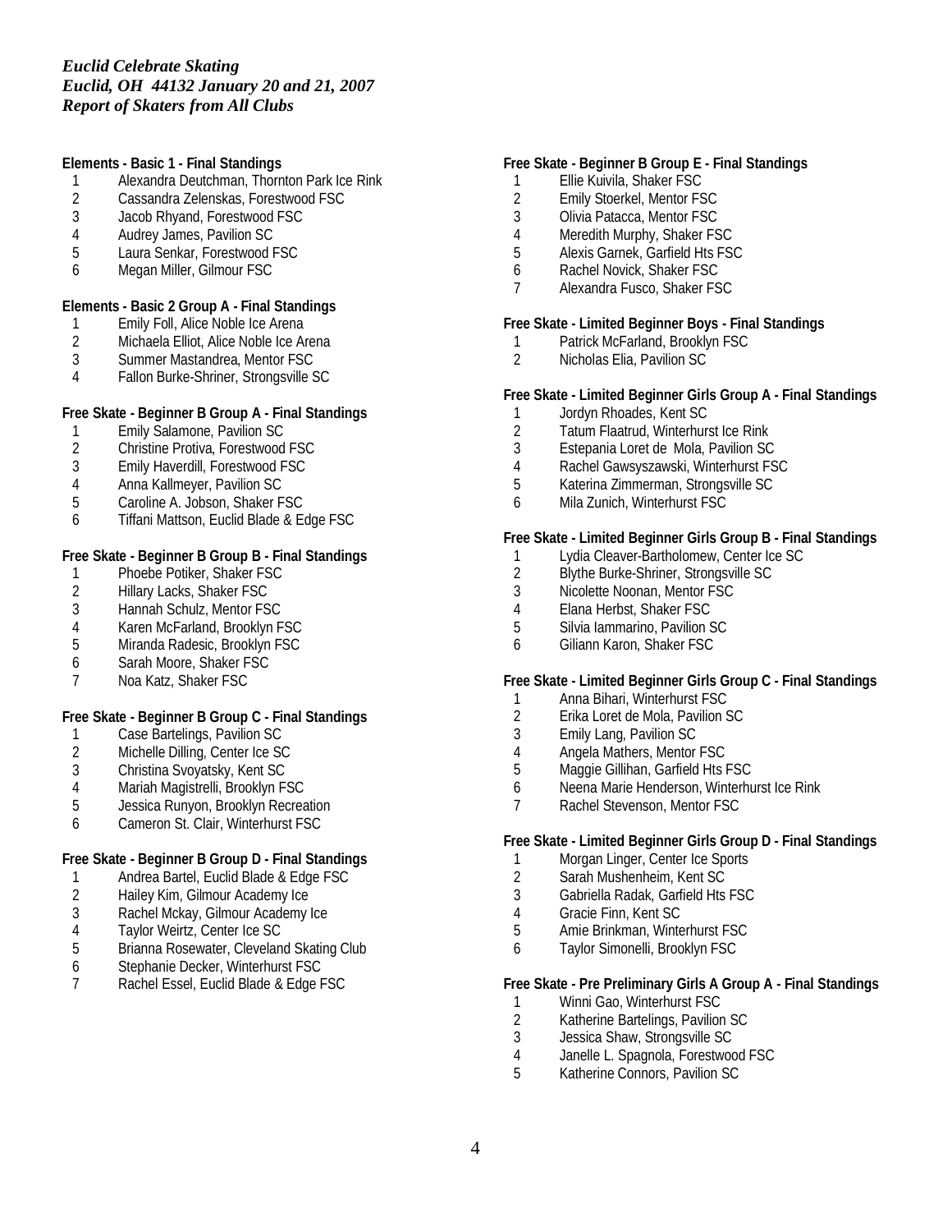*Euclid Celebrate Skating*
*Euclid, OH 44132 January 20 and 21, 2007*
*Report of Skaters from All Clubs*

**Elements - Basic 1 - Final Standings**

1 Alexandra Deutchman, Thornton Park Ice Rink
2 Cassandra Zelenskas, Forestwood FSC
3 Jacob Rhyand, Forestwood FSC
4 Audrey James, Pavilion SC
5 Laura Senkar, Forestwood FSC
6 Megan Miller, Gilmour FSC

**Elements - Basic 2 Group A - Final Standings**

1 Emily Foll, Alice Noble Ice Arena
2 Michaela Elliot, Alice Noble Ice Arena
3 Summer Mastandrea, Mentor FSC
4 Fallon Burke-Shriner, Strongsville SC

**Free Skate - Beginner B Group A - Final Standings**

1 Emily Salamone, Pavilion SC
2 Christine Protiva, Forestwood FSC
3 Emily Haverdill, Forestwood FSC
4 Anna Kallmeyer, Pavilion SC
5 Caroline A. Jobson, Shaker FSC
6 Tiffani Mattson, Euclid Blade & Edge FSC

**Free Skate - Beginner B Group B - Final Standings**

1 Phoebe Potiker, Shaker FSC
2 Hillary Lacks, Shaker FSC
3 Hannah Schulz, Mentor FSC
4 Karen McFarland, Brooklyn FSC
5 Miranda Radesic, Brooklyn FSC
6 Sarah Moore, Shaker FSC
7 Noa Katz, Shaker FSC

**Free Skate - Beginner B Group C - Final Standings**

1 Case Bartelings, Pavilion SC
2 Michelle Dilling, Center Ice SC
3 Christina Svoyatsky, Kent SC
4 Mariah Magistrelli, Brooklyn FSC
5 Jessica Runyon, Brooklyn Recreation
6 Cameron St. Clair, Winterhurst FSC

**Free Skate - Beginner B Group D - Final Standings**

1 Andrea Bartel, Euclid Blade & Edge FSC
2 Hailey Kim, Gilmour Academy Ice
3 Rachel Mckay, Gilmour Academy Ice
4 Taylor Weirtz, Center Ice SC
5 Brianna Rosewater, Cleveland Skating Club
6 Stephanie Decker, Winterhurst FSC
7 Rachel Essel, Euclid Blade & Edge FSC

**Free Skate - Beginner B Group E - Final Standings**

1 Ellie Kuivila, Shaker FSC
2 Emily Stoerkel, Mentor FSC
3 Olivia Patacca, Mentor FSC
4 Meredith Murphy, Shaker FSC
5 Alexis Garnek, Garfield Hts FSC
6 Rachel Novick, Shaker FSC
7 Alexandra Fusco, Shaker FSC

**Free Skate - Limited Beginner Boys - Final Standings**

1 Patrick McFarland, Brooklyn FSC
2 Nicholas Elia, Pavilion SC

**Free Skate - Limited Beginner Girls Group A - Final Standings**

1 Jordyn Rhoades, Kent SC
2 Tatum Flaatrud, Winterhurst Ice Rink
3 Estepania Loret de Mola, Pavilion SC
4 Rachel Gawsyszawski, Winterhurst FSC
5 Katerina Zimmerman, Strongsville SC
6 Mila Zunich, Winterhurst FSC

**Free Skate - Limited Beginner Girls Group B - Final Standings**

1 Lydia Cleaver-Bartholomew, Center Ice SC
2 Blythe Burke-Shriner, Strongsville SC
3 Nicolette Noonan, Mentor FSC
4 Elana Herbst, Shaker FSC
5 Silvia Iammarino, Pavilion SC
6 Giliann Karon, Shaker FSC

**Free Skate - Limited Beginner Girls Group C - Final Standings**

1 Anna Bihari, Winterhurst FSC
2 Erika Loret de Mola, Pavilion SC
3 Emily Lang, Pavilion SC
4 Angela Mathers, Mentor FSC
5 Maggie Gillihan, Garfield Hts FSC
6 Neena Marie Henderson, Winterhurst Ice Rink
7 Rachel Stevenson, Mentor FSC

**Free Skate - Limited Beginner Girls Group D - Final Standings**

1 Morgan Linger, Center Ice Sports
2 Sarah Mushenheim, Kent SC
3 Gabriella Radak, Garfield Hts FSC
4 Gracie Finn, Kent SC
5 Amie Brinkman, Winterhurst FSC
6 Taylor Simonelli, Brooklyn FSC

**Free Skate - Pre Preliminary Girls A Group A - Final Standings**

1 Winni Gao, Winterhurst FSC
2 Katherine Bartelings, Pavilion SC
3 Jessica Shaw, Strongsville SC
4 Janelle L. Spagnola, Forestwood FSC
5 Katherine Connors, Pavilion SC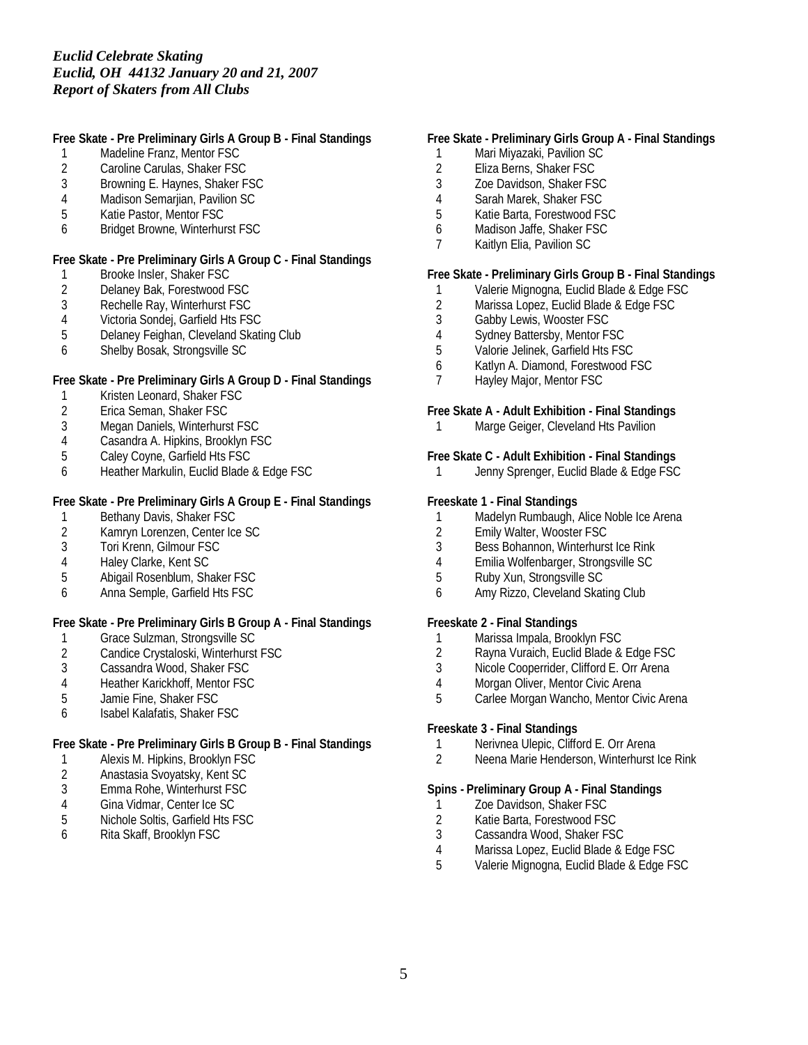*Euclid Celebrate Skating*
*Euclid, OH 44132 January 20 and 21, 2007*
*Report of Skaters from All Clubs*

**Free Skate - Pre Preliminary Girls A Group B - Final Standings**

1. Madeline Franz, Mentor FSC
2. Caroline Carulas, Shaker FSC
3. Browning E. Haynes, Shaker FSC
4. Madison Semarjian, Pavilion SC
5. Katie Pastor, Mentor FSC
6. Bridget Browne, Winterhurst FSC

**Free Skate - Pre Preliminary Girls A Group C - Final Standings**

1. Brooke Insler, Shaker FSC
2. Delaney Bak, Forestwood FSC
3. Rechelle Ray, Winterhurst FSC
4. Victoria Sondej, Garfield Hts FSC
5. Delaney Feighan, Cleveland Skating Club
6. Shelby Bosak, Strongsville SC

**Free Skate - Pre Preliminary Girls A Group D - Final Standings**

1. Kristen Leonard, Shaker FSC
2. Erica Seman, Shaker FSC
3. Megan Daniels, Winterhurst FSC
4. Casandra A. Hipkins, Brooklyn FSC
5. Caley Coyne, Garfield Hts FSC
6. Heather Markulin, Euclid Blade & Edge FSC

**Free Skate - Pre Preliminary Girls A Group E - Final Standings**

1. Bethany Davis, Shaker FSC
2. Kamryn Lorenzen, Center Ice SC
3. Tori Krenn, Gilmour FSC
4. Haley Clarke, Kent SC
5. Abigail Rosenblum, Shaker FSC
6. Anna Semple, Garfield Hts FSC

**Free Skate - Pre Preliminary Girls B Group A - Final Standings**

1. Grace Sulzman, Strongsville SC
2. Candice Crystaloski, Winterhurst FSC
3. Cassandra Wood, Shaker FSC
4. Heather Karickhoff, Mentor FSC
5. Jamie Fine, Shaker FSC
6. Isabel Kalafatis, Shaker FSC

**Free Skate - Pre Preliminary Girls B Group B - Final Standings**

1. Alexis M. Hipkins, Brooklyn FSC
2. Anastasia Svoyatsky, Kent SC
3. Emma Rohe, Winterhurst FSC
4. Gina Vidmar, Center Ice SC
5. Nichole Soltis, Garfield Hts FSC
6. Rita Skaff, Brooklyn FSC

**Free Skate - Preliminary Girls Group A - Final Standings**

1. Mari Miyazaki, Pavilion SC
2. Eliza Berns, Shaker FSC
3. Zoe Davidson, Shaker FSC
4. Sarah Marek, Shaker FSC
5. Katie Barta, Forestwood FSC
6. Madison Jaffe, Shaker FSC
7. Kaitlyn Elia, Pavilion SC

**Free Skate - Preliminary Girls Group B - Final Standings**

1. Valerie Mignogna, Euclid Blade & Edge FSC
2. Marissa Lopez, Euclid Blade & Edge FSC
3. Gabby Lewis, Wooster FSC
4. Sydney Battersby, Mentor FSC
5. Valorie Jelinek, Garfield Hts FSC
6. Katlyn A. Diamond, Forestwood FSC
7. Hayley Major, Mentor FSC

**Free Skate A - Adult Exhibition - Final Standings**

1. Marge Geiger, Cleveland Hts Pavilion

**Free Skate C - Adult Exhibition - Final Standings**

1. Jenny Sprenger, Euclid Blade & Edge FSC

**Freeskate 1 - Final Standings**

1. Madelyn Rumbaugh, Alice Noble Ice Arena
2. Emily Walter, Wooster FSC
3. Bess Bohannon, Winterhurst Ice Rink
4. Emilia Wolfenbarger, Strongsville SC
5. Ruby Xun, Strongsville SC
6. Amy Rizzo, Cleveland Skating Club

**Freeskate 2 - Final Standings**

1. Marissa Impala, Brooklyn FSC
2. Rayna Vuraich, Euclid Blade & Edge FSC
3. Nicole Cooperrider, Clifford E. Orr Arena
4. Morgan Oliver, Mentor Civic Arena
5. Carlee Morgan Wancho, Mentor Civic Arena

**Freeskate 3 - Final Standings**

1. Nerivnea Ulepic, Clifford E. Orr Arena
2. Neena Marie Henderson, Winterhurst Ice Rink

**Spins - Preliminary Group A - Final Standings**

1. Zoe Davidson, Shaker FSC
2. Katie Barta, Forestwood FSC
3. Cassandra Wood, Shaker FSC
4. Marissa Lopez, Euclid Blade & Edge FSC
5. Valerie Mignogna, Euclid Blade & Edge FSC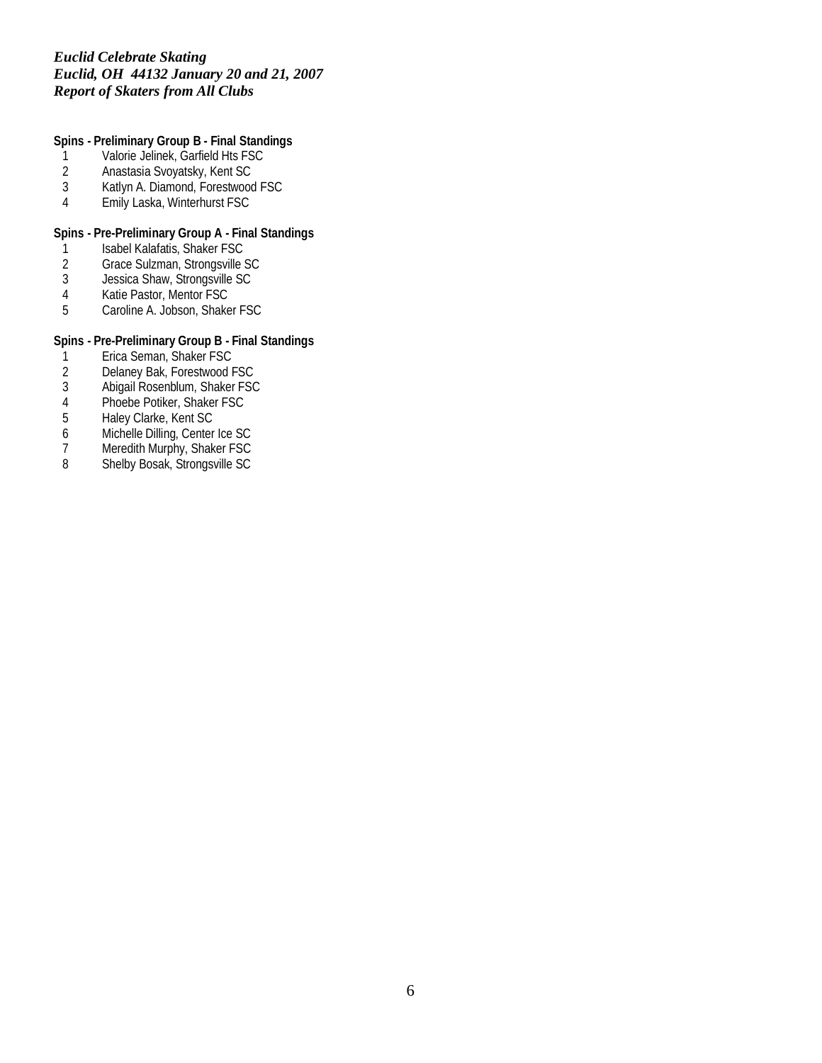*Euclid Celebrate Skating*
*Euclid, OH 44132 January 20 and 21, 2007*
*Report of Skaters from All Clubs*

**Spins - Preliminary Group B - Final Standings**

1 Valorie Jelinek, Garfield Hts FSC
2 Anastasia Svoyatsky, Kent SC
3 Katlyn A. Diamond, Forestwood FSC
4 Emily Laska, Winterhurst FSC

**Spins - Pre-Preliminary Group A - Final Standings**

1 Isabel Kalafatis, Shaker FSC
2 Grace Sulzman, Strongsville SC
3 Jessica Shaw, Strongsville SC
4 Katie Pastor, Mentor FSC
5 Caroline A. Jobson, Shaker FSC

**Spins - Pre-Preliminary Group B - Final Standings**

1 Erica Seman, Shaker FSC
2 Delaney Bak, Forestwood FSC
3 Abigail Rosenblum, Shaker FSC
4 Phoebe Potiker, Shaker FSC
5 Haley Clarke, Kent SC
6 Michelle Dilling, Center Ice SC
7 Meredith Murphy, Shaker FSC
8 Shelby Bosak, Strongsville SC